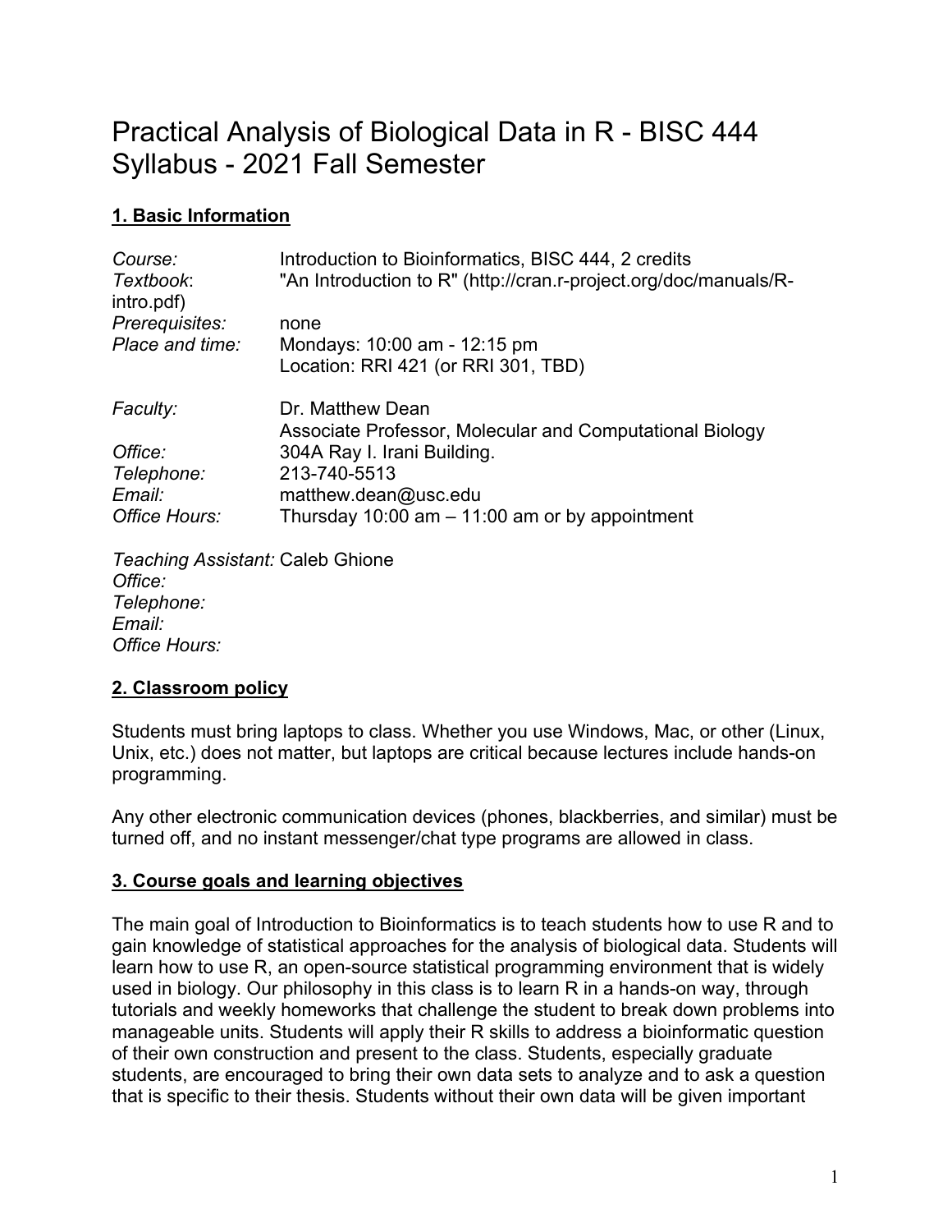# Practical Analysis of Biological Data in R - BISC 444 Syllabus - 2021 Fall Semester

## 1. Basic Information

| | |
|---|---|
| *Course:* | Introduction to Bioinformatics, BISC 444, 2 credits |
| *Textbook*: | "An Introduction to R" (http://cran.r-project.org/doc/manuals/R-intro.pdf) |
| *Prerequisites:* | none |
| *Place and time:* | Mondays: 10:00 am - 12:15 pm<br>Location: RRI 421 (or RRI 301, TBD) |
| *Faculty:* | Dr. Matthew Dean<br>Associate Professor, Molecular and Computational Biology |
| *Office:* | 304A Ray I. Irani Building. |
| *Telephone:* | 213-740-5513 |
| *Email:* | matthew.dean@usc.edu |
| *Office Hours:* | Thursday 10:00 am – 11:00 am or by appointment |

*Teaching Assistant:* Caleb Ghione
*Office:*
*Telephone:*
*Email:*
*Office Hours:*

## 2. Classroom policy

Students must bring laptops to class. Whether you use Windows, Mac, or other (Linux, Unix, etc.) does not matter, but laptops are critical because lectures include hands-on programming.

Any other electronic communication devices (phones, blackberries, and similar) must be turned off, and no instant messenger/chat type programs are allowed in class.

## 3. Course goals and learning objectives

The main goal of Introduction to Bioinformatics is to teach students how to use R and to gain knowledge of statistical approaches for the analysis of biological data. Students will learn how to use R, an open-source statistical programming environment that is widely used in biology. Our philosophy in this class is to learn R in a hands-on way, through tutorials and weekly homeworks that challenge the student to break down problems into manageable units. Students will apply their R skills to address a bioinformatic question of their own construction and present to the class. Students, especially graduate students, are encouraged to bring their own data sets to analyze and to ask a question that is specific to their thesis. Students without their own data will be given important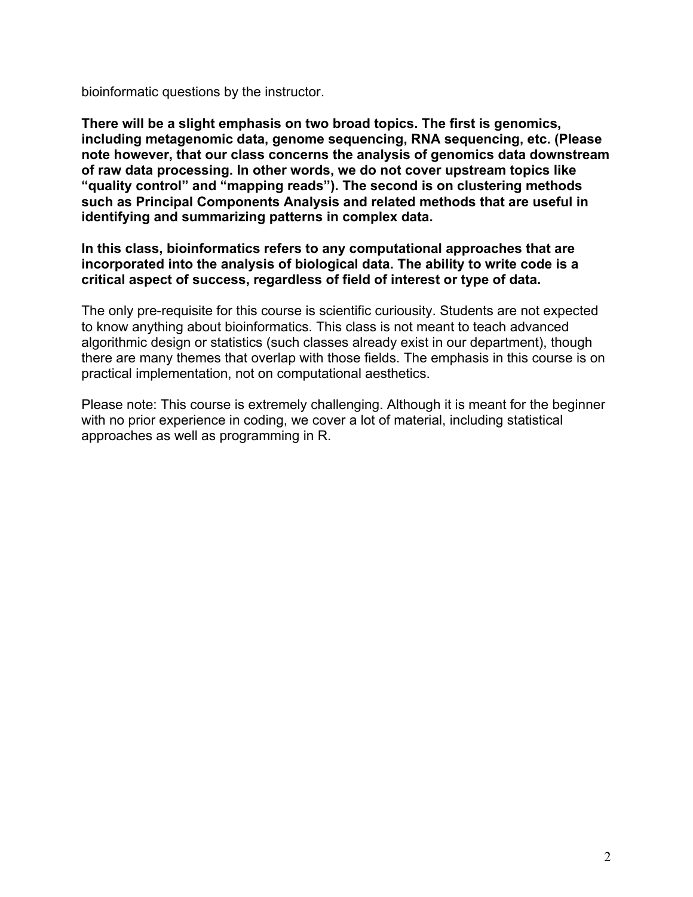bioinformatic questions by the instructor.

**There will be a slight emphasis on two broad topics. The first is genomics, including metagenomic data, genome sequencing, RNA sequencing, etc. (Please note however, that our class concerns the analysis of genomics data downstream of raw data processing. In other words, we do not cover upstream topics like "quality control" and "mapping reads"). The second is on clustering methods such as Principal Components Analysis and related methods that are useful in identifying and summarizing patterns in complex data.**

**In this class, bioinformatics refers to any computational approaches that are incorporated into the analysis of biological data. The ability to write code is a critical aspect of success, regardless of field of interest or type of data.**

The only pre-requisite for this course is scientific curiousity. Students are not expected to know anything about bioinformatics. This class is not meant to teach advanced algorithmic design or statistics (such classes already exist in our department), though there are many themes that overlap with those fields. The emphasis in this course is on practical implementation, not on computational aesthetics.

Please note: This course is extremely challenging. Although it is meant for the beginner with no prior experience in coding, we cover a lot of material, including statistical approaches as well as programming in R.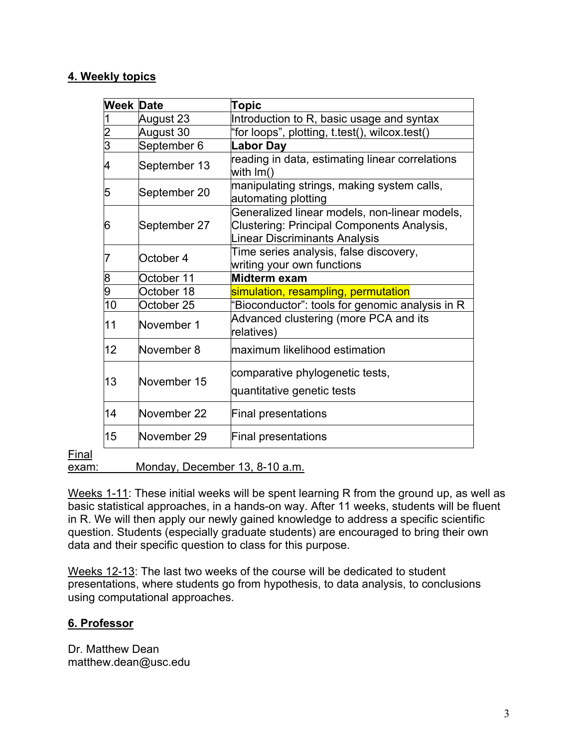## 4. Weekly topics

| Week | Date | Topic |
|---|---|---|
| 1 | August 23 | Introduction to R, basic usage and syntax |
| 2 | August 30 | "for loops", plotting, t.test(), wilcox.test() |
| 3 | September 6 | **Labor Day** |
| 4 | September 13 | reading in data, estimating linear correlations with lm() |
| 5 | September 20 | manipulating strings, making system calls, automating plotting |
| 6 | September 27 | Generalized linear models, non-linear models, Clustering: Principal Components Analysis, Linear Discriminants Analysis |
| 7 | October 4 | Time series analysis, false discovery, writing your own functions |
| 8 | October 11 | **Midterm exam** |
| 9 | October 18 | simulation, resampling, permutation |
| 10 | October 25 | "Bioconductor": tools for genomic analysis in R |
| 11 | November 1 | Advanced clustering (more PCA and its relatives) |
| 12 | November 8 | maximum likelihood estimation |
| 13 | November 15 | comparative phylogenetic tests, quantitative genetic tests |
| 14 | November 22 | Final presentations |
| 15 | November 29 | Final presentations |

Final exam: Monday, December 13, 8-10 a.m.

Weeks 1-11: These initial weeks will be spent learning R from the ground up, as well as basic statistical approaches, in a hands-on way. After 11 weeks, students will be fluent in R. We will then apply our newly gained knowledge to address a specific scientific question. Students (especially graduate students) are encouraged to bring their own data and their specific question to class for this purpose.

Weeks 12-13: The last two weeks of the course will be dedicated to student presentations, where students go from hypothesis, to data analysis, to conclusions using computational approaches.

## 6. Professor

Dr. Matthew Dean
matthew.dean@usc.edu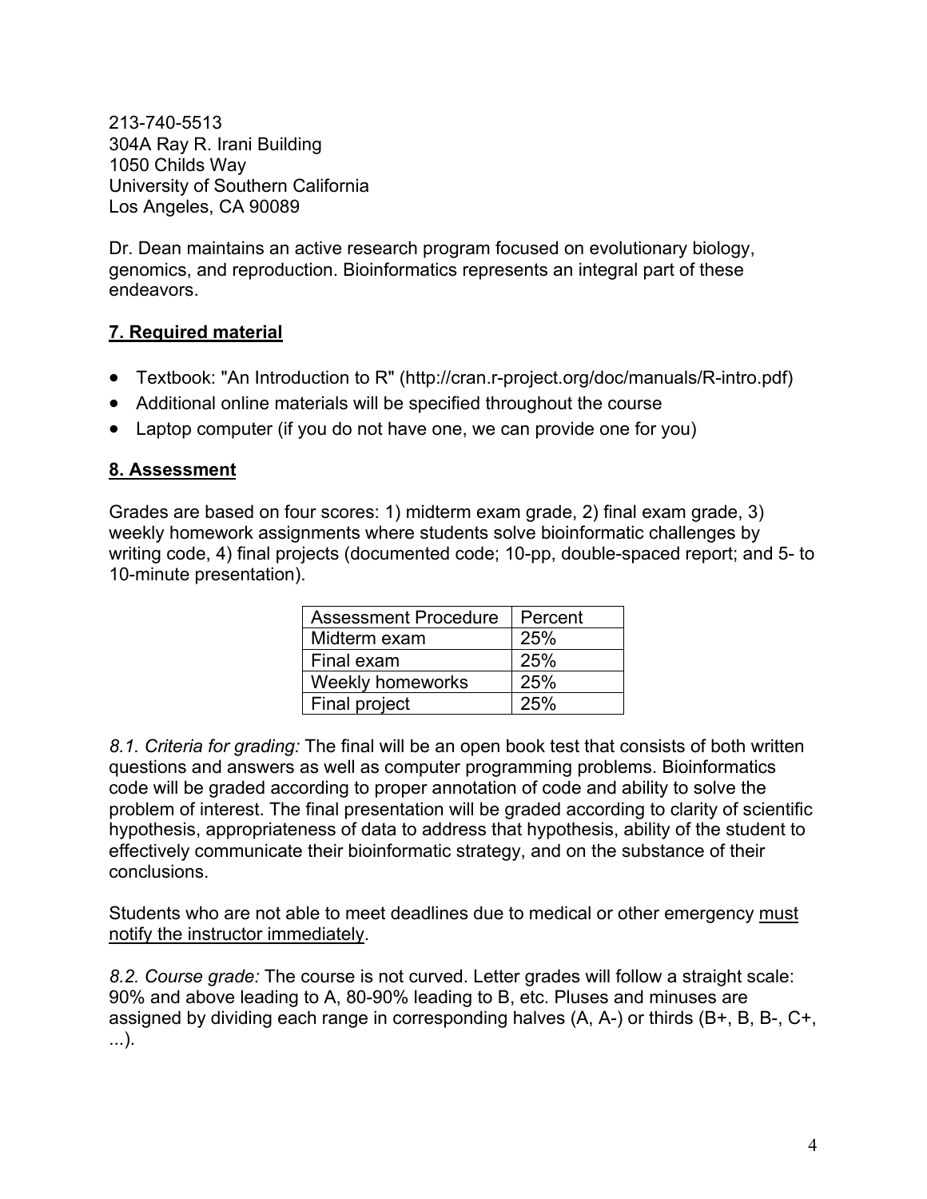213-740-5513
304A Ray R. Irani Building
1050 Childs Way
University of Southern California
Los Angeles, CA 90089

Dr. Dean maintains an active research program focused on evolutionary biology, genomics, and reproduction. Bioinformatics represents an integral part of these endeavors.

## 7. Required material

- Textbook: "An Introduction to R" (http://cran.r-project.org/doc/manuals/R-intro.pdf)
- Additional online materials will be specified throughout the course
- Laptop computer (if you do not have one, we can provide one for you)

## 8. Assessment

Grades are based on four scores: 1) midterm exam grade, 2) final exam grade, 3) weekly homework assignments where students solve bioinformatic challenges by writing code, 4) final projects (documented code; 10-pp, double-spaced report; and 5- to 10-minute presentation).

| Assessment Procedure | Percent |
|---|---|
| Midterm exam | 25% |
| Final exam | 25% |
| Weekly homeworks | 25% |
| Final project | 25% |

*8.1. Criteria for grading:* The final will be an open book test that consists of both written questions and answers as well as computer programming problems. Bioinformatics code will be graded according to proper annotation of code and ability to solve the problem of interest. The final presentation will be graded according to clarity of scientific hypothesis, appropriateness of data to address that hypothesis, ability of the student to effectively communicate their bioinformatic strategy, and on the substance of their conclusions.

Students who are not able to meet deadlines due to medical or other emergency <u>must notify the instructor immediately</u>.

*8.2. Course grade:* The course is not curved. Letter grades will follow a straight scale: 90% and above leading to A, 80-90% leading to B, etc. Pluses and minuses are assigned by dividing each range in corresponding halves (A, A-) or thirds (B+, B, B-, C+, ...).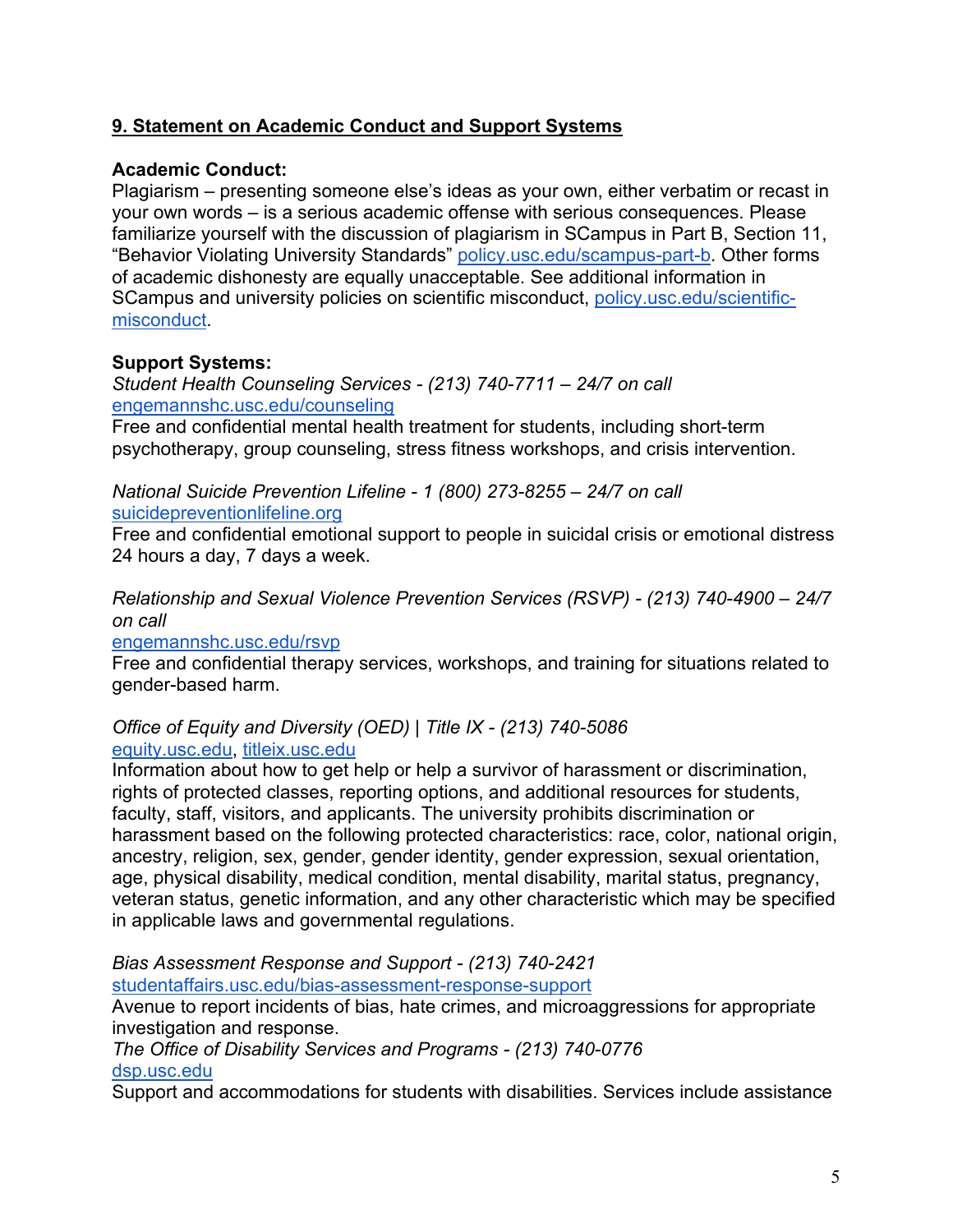## 9. Statement on Academic Conduct and Support Systems

**Academic Conduct:**

Plagiarism – presenting someone else's ideas as your own, either verbatim or recast in your own words – is a serious academic offense with serious consequences. Please familiarize yourself with the discussion of plagiarism in SCampus in Part B, Section 11, "Behavior Violating University Standards" policy.usc.edu/scampus-part-b. Other forms of academic dishonesty are equally unacceptable. See additional information in SCampus and university policies on scientific misconduct, policy.usc.edu/scientific-misconduct.

**Support Systems:**

*Student Health Counseling Services - (213) 740-7711 – 24/7 on call*
engemannshc.usc.edu/counseling
Free and confidential mental health treatment for students, including short-term psychotherapy, group counseling, stress fitness workshops, and crisis intervention.

*National Suicide Prevention Lifeline - 1 (800) 273-8255 – 24/7 on call*
suicidepreventionlifeline.org
Free and confidential emotional support to people in suicidal crisis or emotional distress 24 hours a day, 7 days a week.

*Relationship and Sexual Violence Prevention Services (RSVP) - (213) 740-4900 – 24/7 on call*
engemannshc.usc.edu/rsvp
Free and confidential therapy services, workshops, and training for situations related to gender-based harm.

*Office of Equity and Diversity (OED) | Title IX - (213) 740-5086*
equity.usc.edu, titleix.usc.edu
Information about how to get help or help a survivor of harassment or discrimination, rights of protected classes, reporting options, and additional resources for students, faculty, staff, visitors, and applicants. The university prohibits discrimination or harassment based on the following protected characteristics: race, color, national origin, ancestry, religion, sex, gender, gender identity, gender expression, sexual orientation, age, physical disability, medical condition, mental disability, marital status, pregnancy, veteran status, genetic information, and any other characteristic which may be specified in applicable laws and governmental regulations.

*Bias Assessment Response and Support - (213) 740-2421*
studentaffairs.usc.edu/bias-assessment-response-support
Avenue to report incidents of bias, hate crimes, and microaggressions for appropriate investigation and response.

*The Office of Disability Services and Programs - (213) 740-0776*
dsp.usc.edu
Support and accommodations for students with disabilities. Services include assistance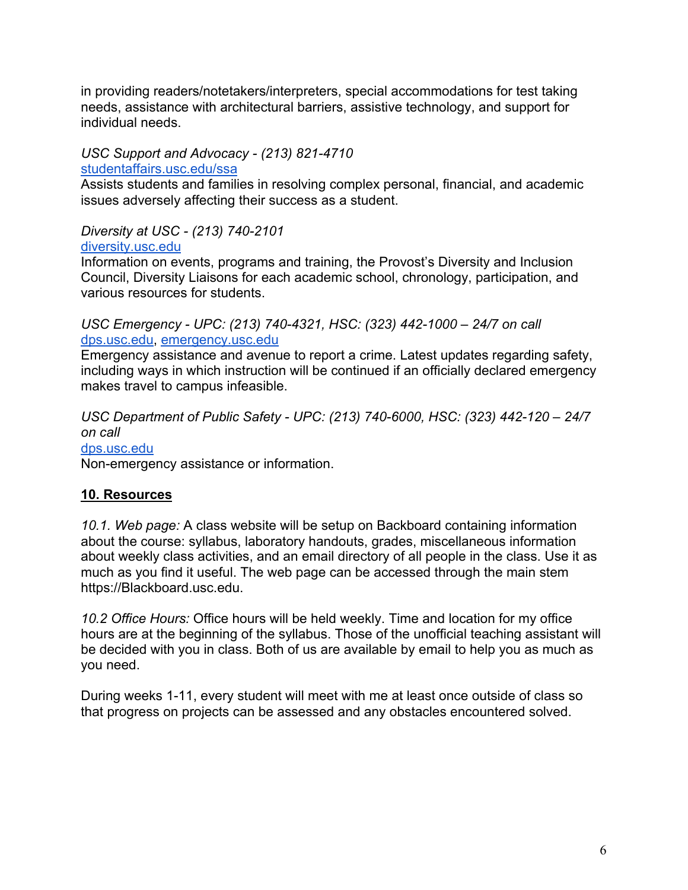in providing readers/notetakers/interpreters, special accommodations for test taking needs, assistance with architectural barriers, assistive technology, and support for individual needs.

*USC Support and Advocacy - (213) 821-4710*
[studentaffairs.usc.edu/ssa](studentaffairs.usc.edu/ssa)
Assists students and families in resolving complex personal, financial, and academic issues adversely affecting their success as a student.

*Diversity at USC - (213) 740-2101*
[diversity.usc.edu](diversity.usc.edu)
Information on events, programs and training, the Provost's Diversity and Inclusion Council, Diversity Liaisons for each academic school, chronology, participation, and various resources for students.

*USC Emergency - UPC: (213) 740-4321, HSC: (323) 442-1000 – 24/7 on call*
[dps.usc.edu](dps.usc.edu), [emergency.usc.edu](emergency.usc.edu)
Emergency assistance and avenue to report a crime. Latest updates regarding safety, including ways in which instruction will be continued if an officially declared emergency makes travel to campus infeasible.

*USC Department of Public Safety - UPC: (213) 740-6000, HSC: (323) 442-120 – 24/7 on call*
[dps.usc.edu](dps.usc.edu)
Non-emergency assistance or information.

## 10. Resources

*10.1. Web page:* A class website will be setup on Backboard containing information about the course: syllabus, laboratory handouts, grades, miscellaneous information about weekly class activities, and an email directory of all people in the class. Use it as much as you find it useful. The web page can be accessed through the main stem https://Blackboard.usc.edu.

*10.2 Office Hours:* Office hours will be held weekly. Time and location for my office hours are at the beginning of the syllabus. Those of the unofficial teaching assistant will be decided with you in class. Both of us are available by email to help you as much as you need.

During weeks 1-11, every student will meet with me at least once outside of class so that progress on projects can be assessed and any obstacles encountered solved.